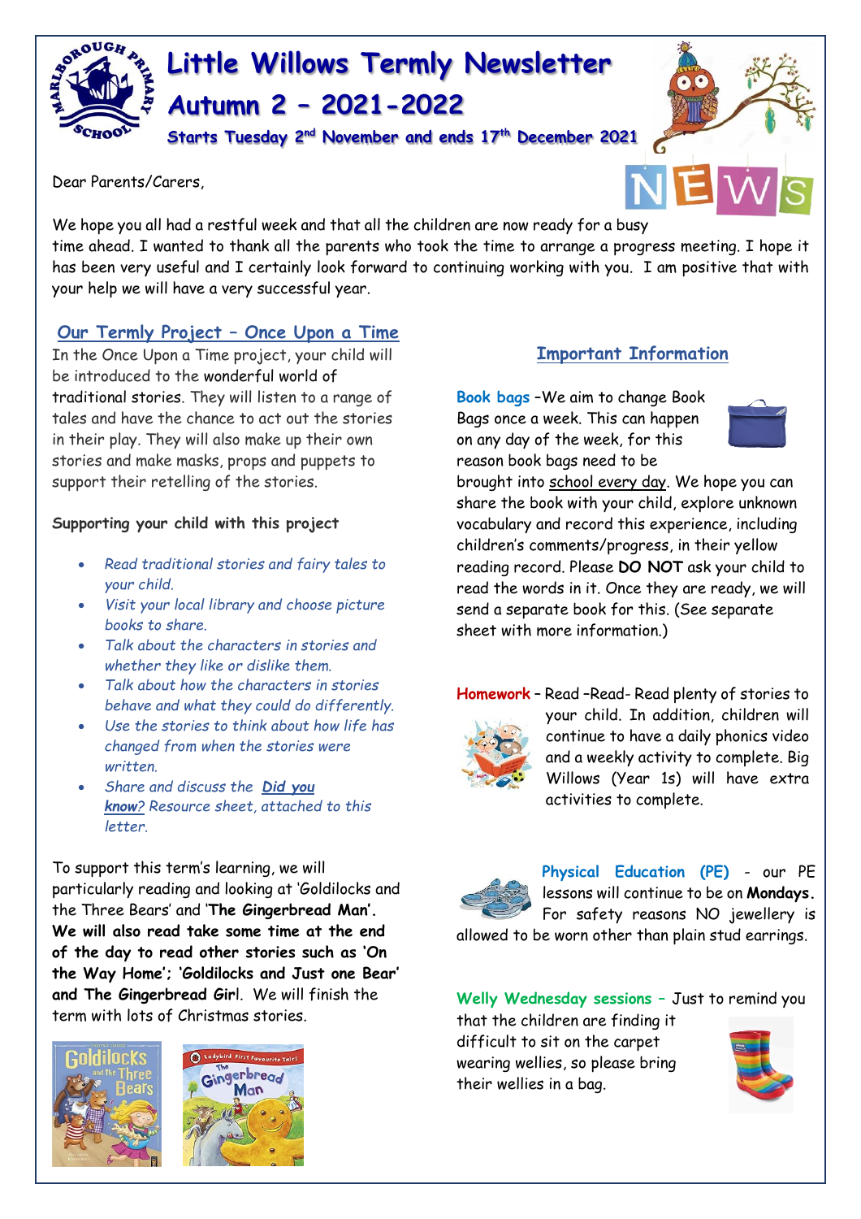# Little Willows Termly Newsletter

## Autumn 2 – 2021-2022

**Starts Tuesday 2nd November and ends 17th December 2021**

Dear Parents/Carers,

We hope you all had a restful week and that all the children are now ready for a busy time ahead. I wanted to thank all the parents who took the time to arrange a progress meeting. I hope it has been very useful and I certainly look forward to continuing working with you. I am positive that with your help we will have a very successful year.

## Our Termly Project – Once Upon a Time

In the Once Upon a Time project, your child will be introduced to the wonderful world of traditional stories. They will listen to a range of tales and have the chance to act out the stories in their play. They will also make up their own stories and make masks, props and puppets to support their retelling of the stories.

**Supporting your child with this project**

- *Read traditional stories and fairy tales to your child.*
- *Visit your local library and choose picture books to share.*
- *Talk about the characters in stories and whether they like or dislike them.*
- *Talk about how the characters in stories behave and what they could do differently.*
- *Use the stories to think about how life has changed from when the stories were written.*
- *Share and discuss the **Did you know?** Resource sheet, attached to this letter.*

To support this term's learning, we will particularly reading and looking at 'Goldilocks and the Three Bears' and '**The Gingerbread Man**'. **We will also read take some time at the end of the day to read other stories such as 'On the Way Home'; 'Goldilocks and Just one Bear' and The Gingerbread Gir**l. We will finish the term with lots of Christmas stories.

## Important Information

**Book bags** –We aim to change Book Bags once a week. This can happen on any day of the week, for this reason book bags need to be brought into school every day. We hope you can share the book with your child, explore unknown vocabulary and record this experience, including children's comments/progress, in their yellow reading record. Please **DO NOT** ask your child to read the words in it. Once they are ready, we will send a separate book for this. (See separate sheet with more information.)

**Homework** – Read –Read- Read plenty of stories to your child. In addition, children will continue to have a daily phonics video and a weekly activity to complete. Big Willows (Year 1s) will have extra activities to complete.

**Physical Education (PE)** - our PE lessons will continue to be on **Mondays.** For safety reasons NO jewellery is allowed to be worn other than plain stud earrings.

**Welly Wednesday sessions** – Just to remind you that the children are finding it difficult to sit on the carpet wearing wellies, so please bring their wellies in a bag.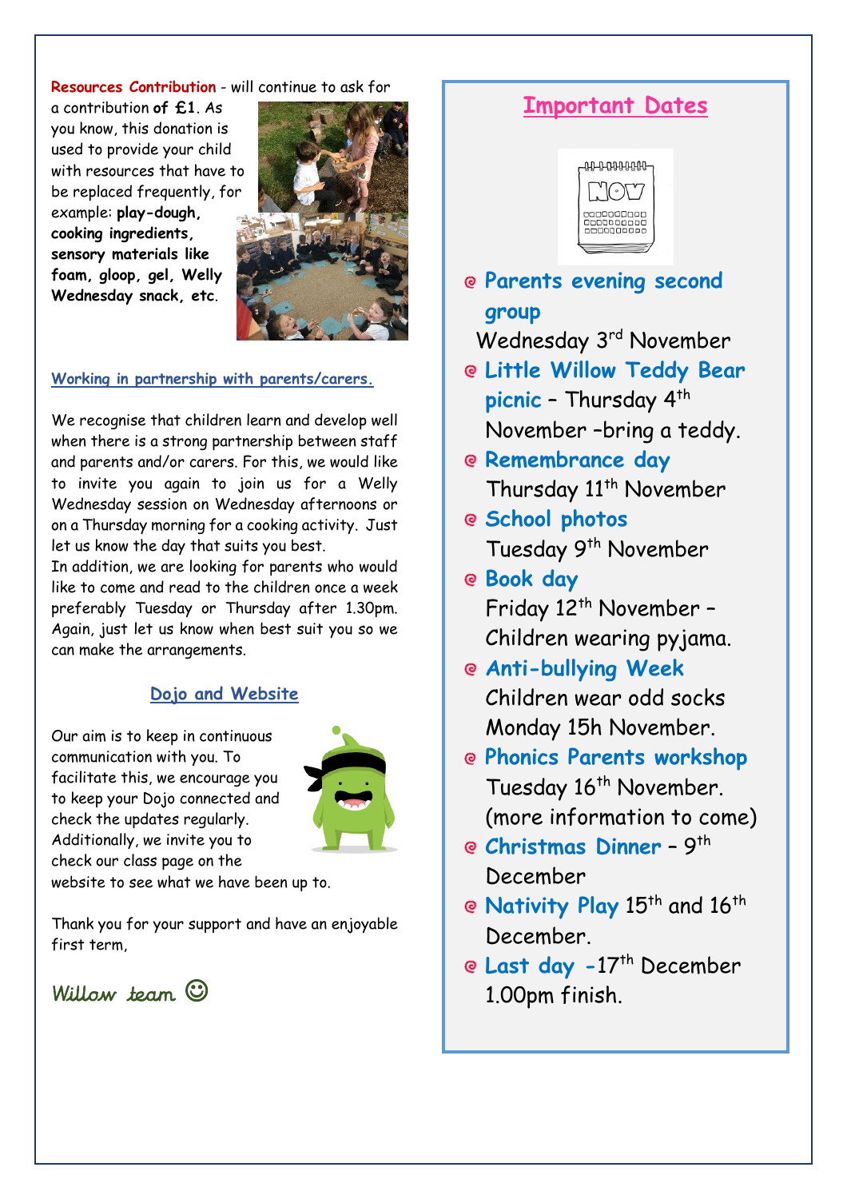**Resources Contribution** - will continue to ask for a contribution **of £1**. As you know, this donation is used to provide your child with resources that have to be replaced frequently, for example: **play-dough, cooking ingredients, sensory materials like foam, gloop, gel, Welly Wednesday snack, etc**.

## Working in partnership with parents/carers.

We recognise that children learn and develop well when there is a strong partnership between staff and parents and/or carers. For this, we would like to invite you again to join us for a Welly Wednesday session on Wednesday afternoons or on a Thursday morning for a cooking activity. Just let us know the day that suits you best.

In addition, we are looking for parents who would like to come and read to the children once a week preferably Tuesday or Thursday after 1.30pm. Again, just let us know when best suit you so we can make the arrangements.

## Dojo and Website

Our aim is to keep in continuous communication with you. To facilitate this, we encourage you to keep your Dojo connected and check the updates regularly. Additionally, we invite you to check our class page on the website to see what we have been up to.

Thank you for your support and have an enjoyable first term,

*Willow team* ☺

## Important Dates

- **Parents evening second group**
  Wednesday 3rd November
- **Little Willow Teddy Bear picnic** – Thursday 4th November –bring a teddy.
- **Remembrance day**
  Thursday 11th November
- **School photos**
  Tuesday 9th November
- **Book day**
  Friday 12th November – Children wearing pyjama.
- **Anti-bullying Week**
  Children wear odd socks Monday 15h November.
- **Phonics Parents workshop**
  Tuesday 16th November. (more information to come)
- **Christmas Dinner** – 9th December
- **Nativity Play** 15th and 16th December.
- **Last day** -17th December 1.00pm finish.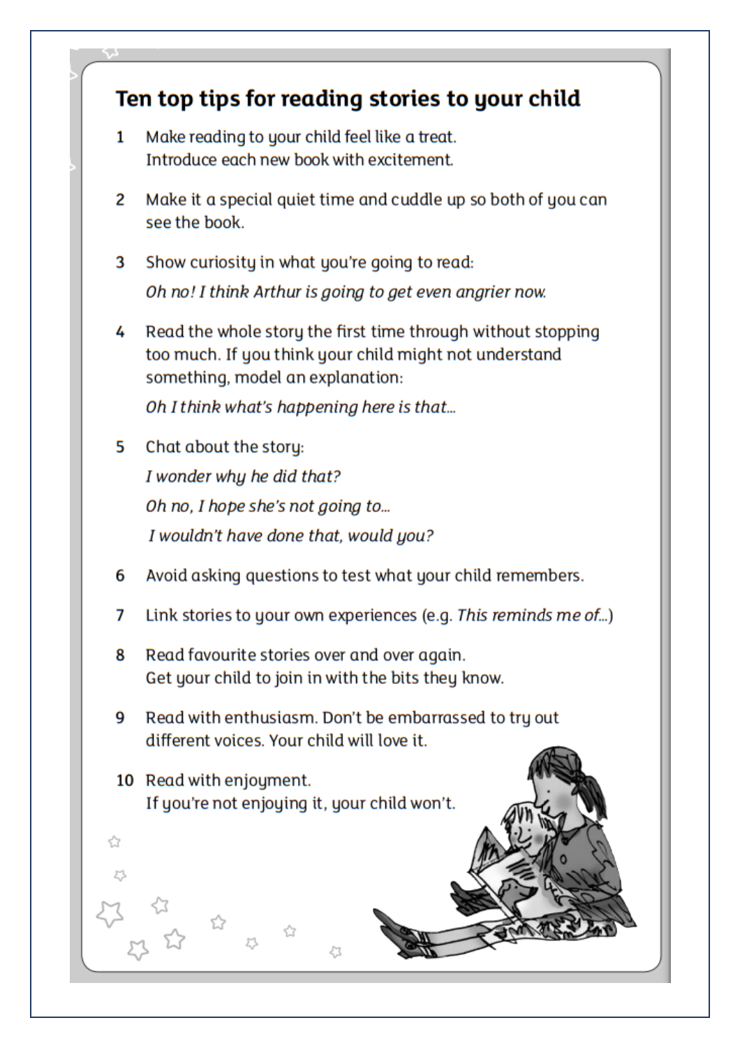# Ten top tips for reading stories to your child

1. Make reading to your child feel like a treat.
   Introduce each new book with excitement.

2. Make it a special quiet time and cuddle up so both of you can see the book.

3. Show curiosity in what you're going to read:

   *Oh no! I think Arthur is going to get even angrier now.*

4. Read the whole story the first time through without stopping too much. If you think your child might not understand something, model an explanation:

   *Oh I think what's happening here is that...*

5. Chat about the story:

   *I wonder why he did that?*

   *Oh no, I hope she's not going to...*

   *I wouldn't have done that, would you?*

6. Avoid asking questions to test what your child remembers.

7. Link stories to your own experiences (e.g. *This reminds me of...*)

8. Read favourite stories over and over again.
   Get your child to join in with the bits they know.

9. Read with enthusiasm. Don't be embarrassed to try out different voices. Your child will love it.

10. Read with enjoyment.
    If you're not enjoying it, your child won't.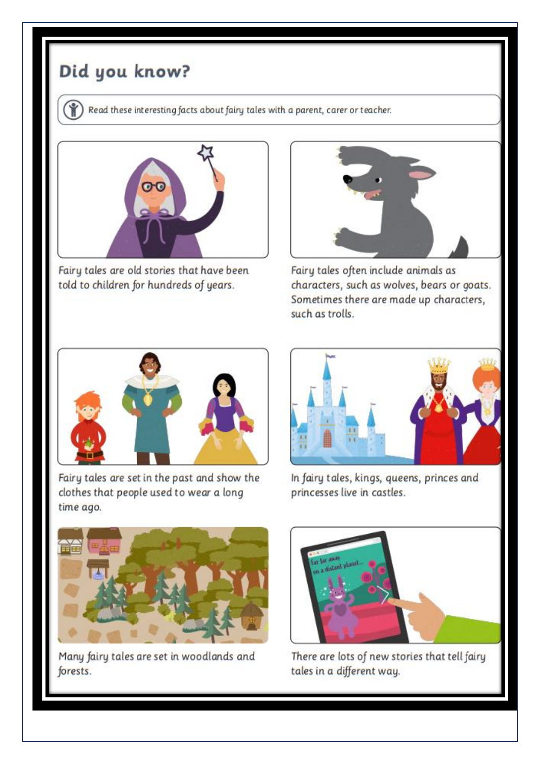## Did you know?

Read these interesting facts about fairy tales with a parent, carer or teacher.

Fairy tales are old stories that have been told to children for hundreds of years.

Fairy tales often include animals as characters, such as wolves, bears or goats. Sometimes there are made up characters, such as trolls.

Fairy tales are set in the past and show the clothes that people used to wear a long time ago.

In fairy tales, kings, queens, princes and princesses live in castles.

Many fairy tales are set in woodlands and forests.

There are lots of new stories that tell fairy tales in a different way.